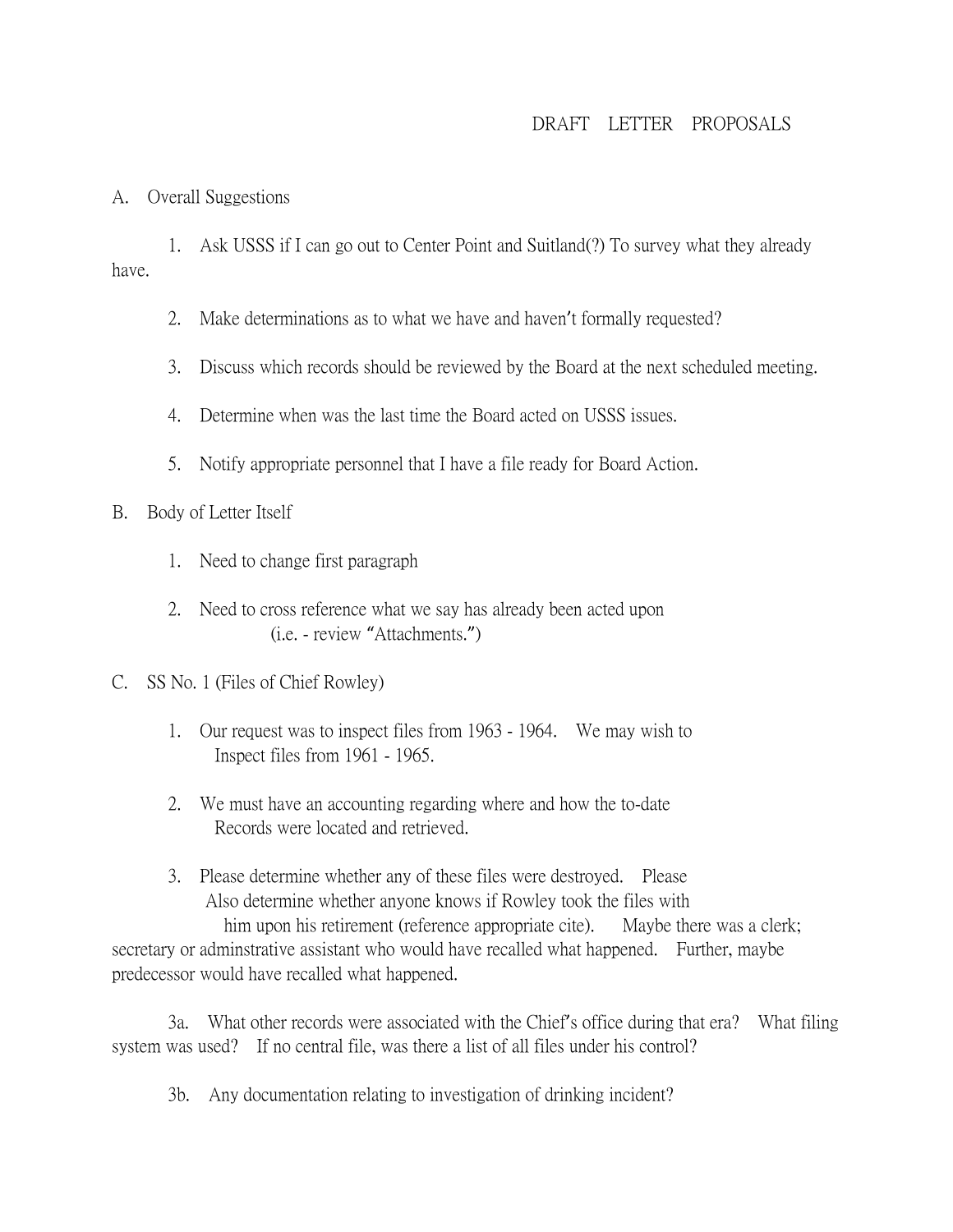# DRAFT LETTER PROPOSALS

A. Overall Suggestions

1. Ask USSS if I can go out to Center Point and Suitland(?) To survey what they already have.

2. Make determinations as to what we have and haven't formally requested?

3. Discuss which records should be reviewed by the Board at the next scheduled meeting.

4. Determine when was the last time the Board acted on USSS issues.

5. Notify appropriate personnel that I have a file ready for Board Action.

B. Body of Letter Itself

1. Need to change first paragraph

2. Need to cross reference what we say has already been acted upon (i.e. - review "Attachments.")

C. SS No. 1 (Files of Chief Rowley)

1. Our request was to inspect files from 1963 - 1964. We may wish to Inspect files from 1961 - 1965.

2. We must have an accounting regarding where and how the to-date Records were located and retrieved.

3. Please determine whether any of these files were destroyed. Please Also determine whether anyone knows if Rowley took the files with him upon his retirement (reference appropriate cite). Maybe there was a clerk; secretary or adminstrative assistant who would have recalled what happened. Further, maybe predecessor would have recalled what happened.

3a. What other records were associated with the Chief's office during that era? What filing system was used? If no central file, was there a list of all files under his control?

3b. Any documentation relating to investigation of drinking incident?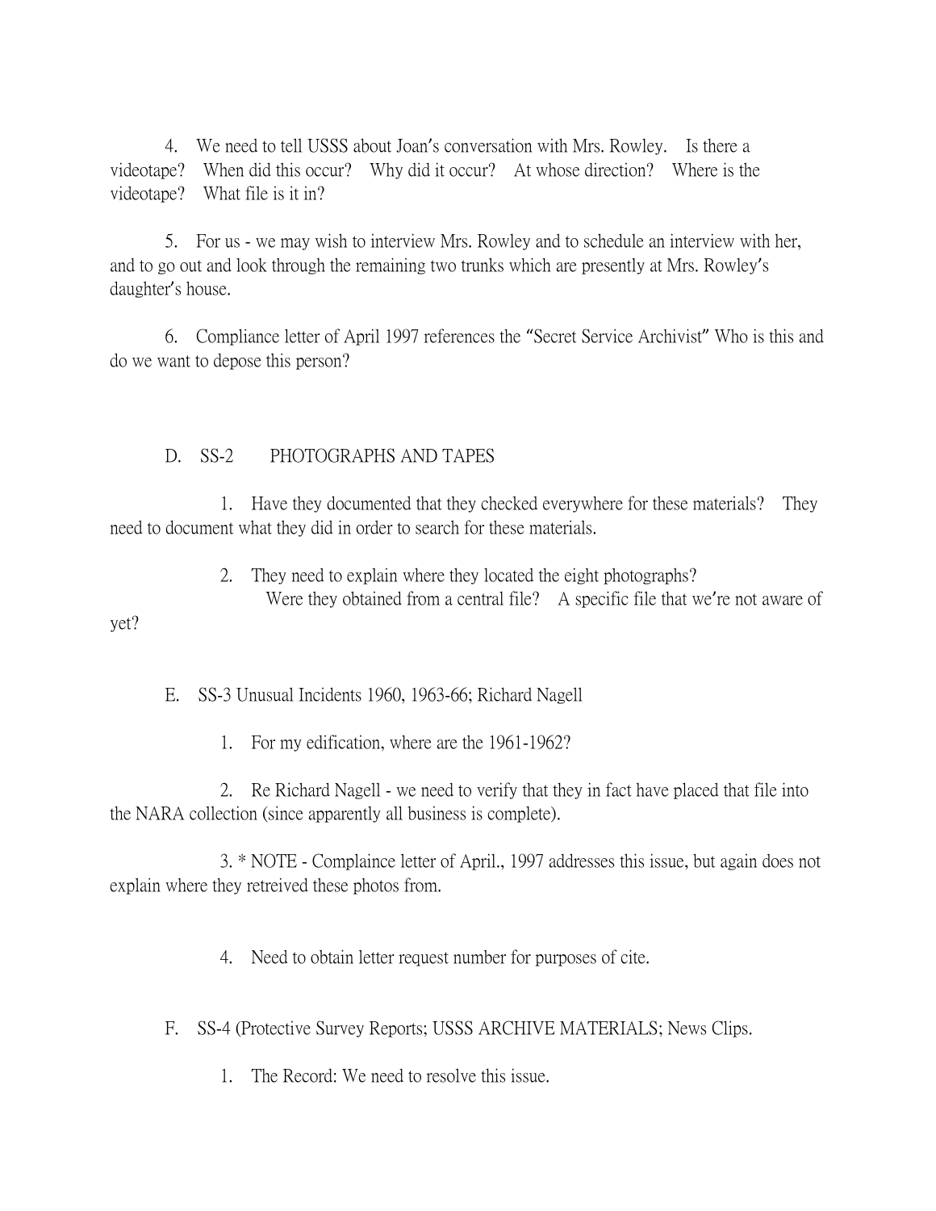4. We need to tell USSS about Joan's conversation with Mrs. Rowley. Is there a videotape? When did this occur? Why did it occur? At whose direction? Where is the videotape? What file is it in?

5. For us - we may wish to interview Mrs. Rowley and to schedule an interview with her, and to go out and look through the remaining two trunks which are presently at Mrs. Rowley's daughter's house.

6. Compliance letter of April 1997 references the "Secret Service Archivist" Who is this and do we want to depose this person?

D. SS-2 PHOTOGRAPHS AND TAPES

1. Have they documented that they checked everywhere for these materials? They need to document what they did in order to search for these materials.

2. They need to explain where they located the eight photographs?
Were they obtained from a central file? A specific file that we're not aware of yet?

E. SS-3 Unusual Incidents 1960, 1963-66; Richard Nagell

1. For my edification, where are the 1961-1962?

2. Re Richard Nagell - we need to verify that they in fact have placed that file into the NARA collection (since apparently all business is complete).

3. * NOTE - Complaince letter of April., 1997 addresses this issue, but again does not explain where they retreived these photos from.

4. Need to obtain letter request number for purposes of cite.

F. SS-4 (Protective Survey Reports; USSS ARCHIVE MATERIALS; News Clips.

1. The Record: We need to resolve this issue.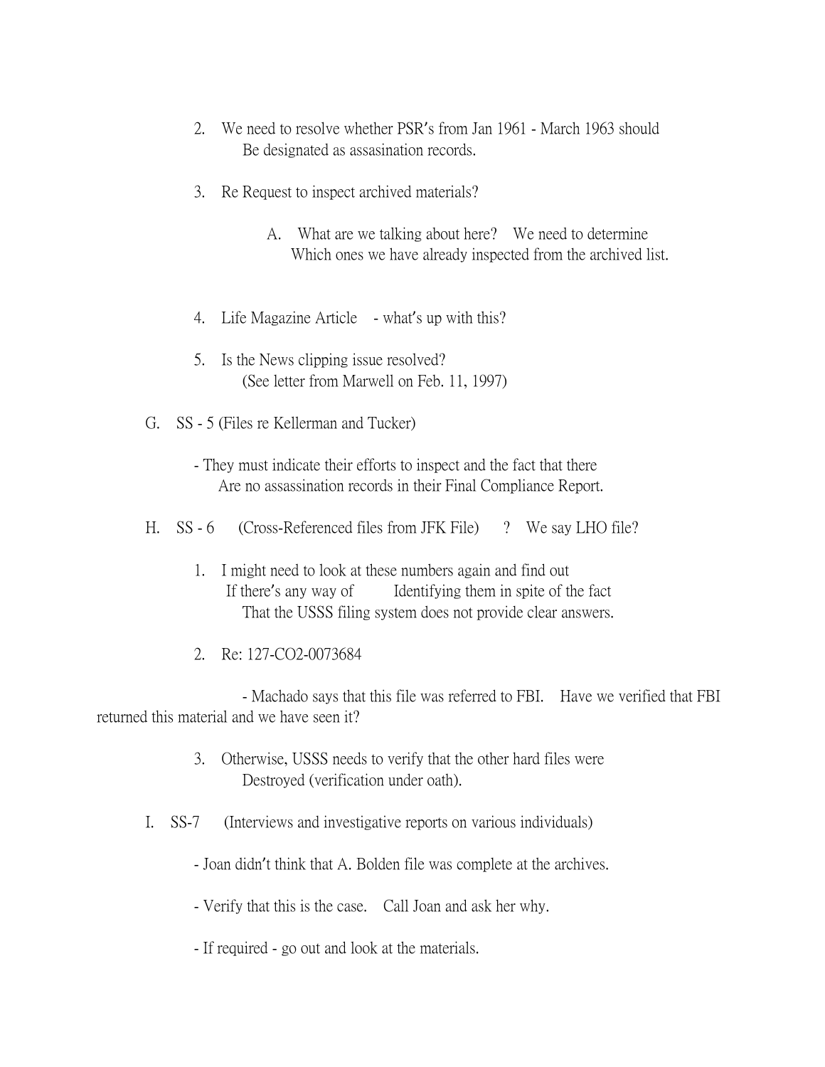2. We need to resolve whether PSR's from Jan 1961 - March 1963 should Be designated as assasination records.

3. Re Request to inspect archived materials?

   A. What are we talking about here? We need to determine Which ones we have already inspected from the archived list.

4. Life Magazine Article - what's up with this?

5. Is the News clipping issue resolved? (See letter from Marwell on Feb. 11, 1997)

G. SS - 5 (Files re Kellerman and Tucker)

- They must indicate their efforts to inspect and the fact that there Are no assassination records in their Final Compliance Report.

H. SS - 6 (Cross-Referenced files from JFK File) ? We say LHO file?

1. I might need to look at these numbers again and find out If there's any way of Identifying them in spite of the fact That the USSS filing system does not provide clear answers.

2. Re: 127-CO2-0073684

   - Machado says that this file was referred to FBI. Have we verified that FBI returned this material and we have seen it?

3. Otherwise, USSS needs to verify that the other hard files were Destroyed (verification under oath).

I. SS-7 (Interviews and investigative reports on various individuals)

- Joan didn't think that A. Bolden file was complete at the archives.

- Verify that this is the case. Call Joan and ask her why.

- If required - go out and look at the materials.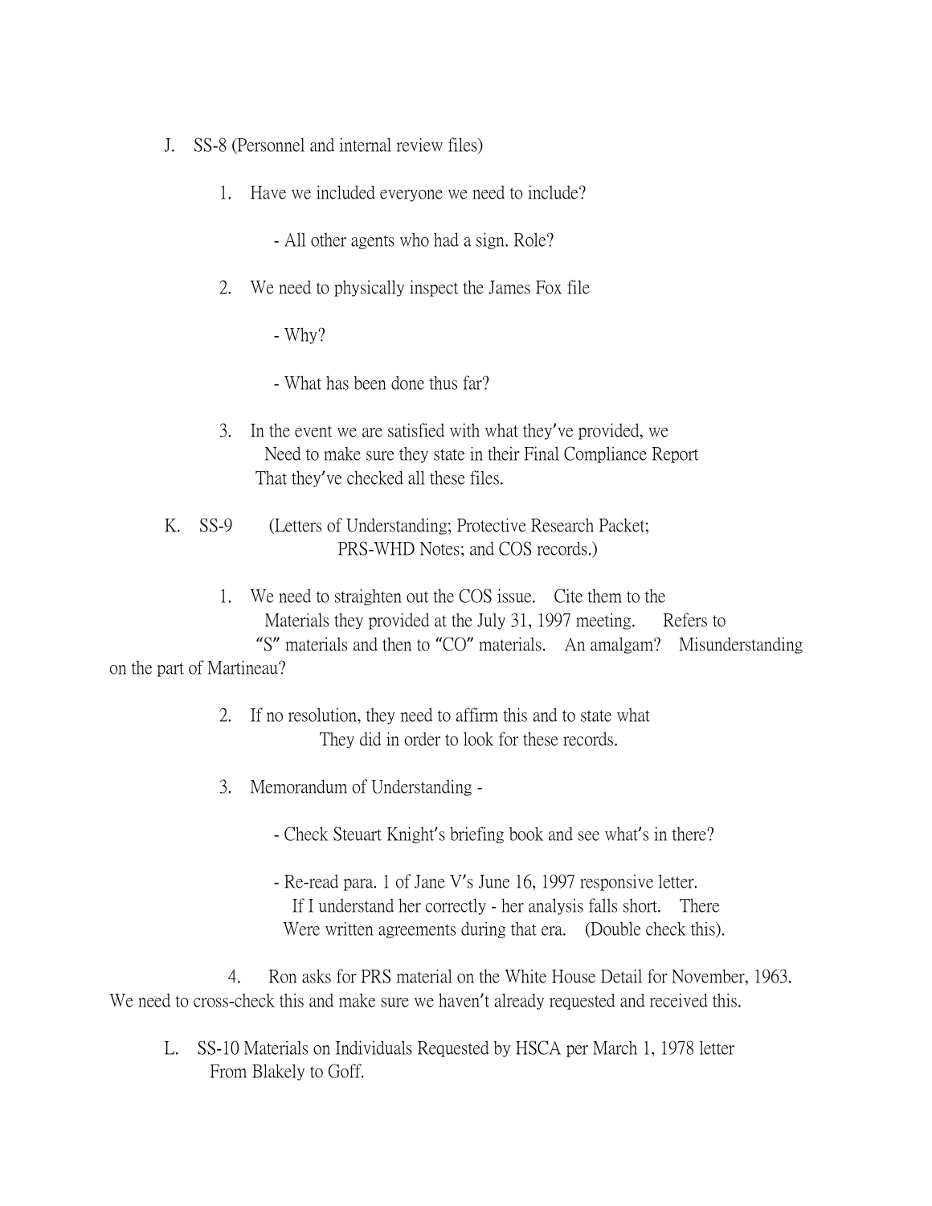J. SS-8 (Personnel and internal review files)

1. Have we included everyone we need to include?

   - All other agents who had a sign. Role?

2. We need to physically inspect the James Fox file

   - Why?

   - What has been done thus far?

3. In the event we are satisfied with what they've provided, we Need to make sure they state in their Final Compliance Report That they've checked all these files.

K. SS-9 (Letters of Understanding; Protective Research Packet; PRS-WHD Notes; and COS records.)

1. We need to straighten out the COS issue. Cite them to the Materials they provided at the July 31, 1997 meeting. Refers to "S" materials and then to "CO" materials. An amalgam? Misunderstanding on the part of Martineau?

2. If no resolution, they need to affirm this and to state what They did in order to look for these records.

3. Memorandum of Understanding -

   - Check Steuart Knight's briefing book and see what's in there?

   - Re-read para. 1 of Jane V's June 16, 1997 responsive letter. If I understand her correctly - her analysis falls short. There Were written agreements during that era. (Double check this).

4. Ron asks for PRS material on the White House Detail for November, 1963. We need to cross-check this and make sure we haven't already requested and received this.

L. SS-10 Materials on Individuals Requested by HSCA per March 1, 1978 letter From Blakely to Goff.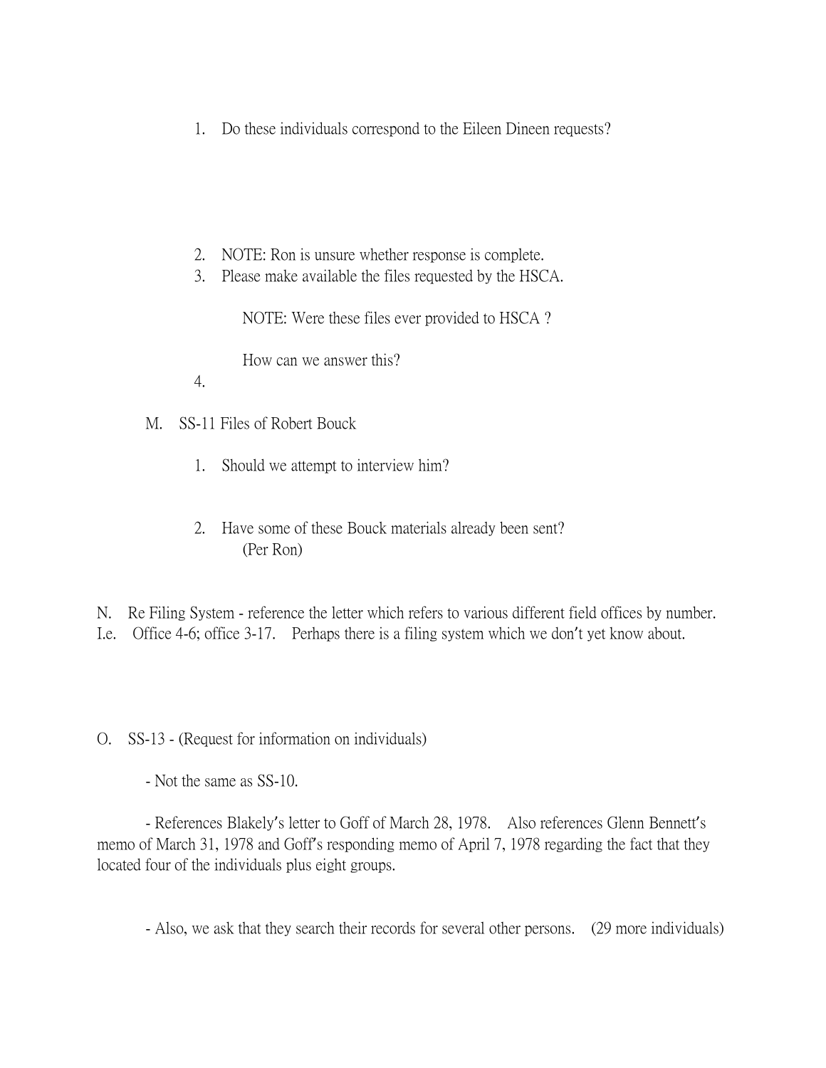1. Do these individuals correspond to the Eileen Dineen requests?

2. NOTE: Ron is unsure whether response is complete.
3. Please make available the files requested by the HSCA.

   NOTE: Were these files ever provided to HSCA ?

   How can we answer this?
4.

M. SS-11 Files of Robert Bouck

   1. Should we attempt to interview him?

   2. Have some of these Bouck materials already been sent? (Per Ron)

N. Re Filing System - reference the letter which refers to various different field offices by number. I.e. Office 4-6; office 3-17. Perhaps there is a filing system which we don't yet know about.

O. SS-13 - (Request for information on individuals)

- Not the same as SS-10.

- References Blakely's letter to Goff of March 28, 1978. Also references Glenn Bennett's memo of March 31, 1978 and Goff's responding memo of April 7, 1978 regarding the fact that they located four of the individuals plus eight groups.

- Also, we ask that they search their records for several other persons. (29 more individuals)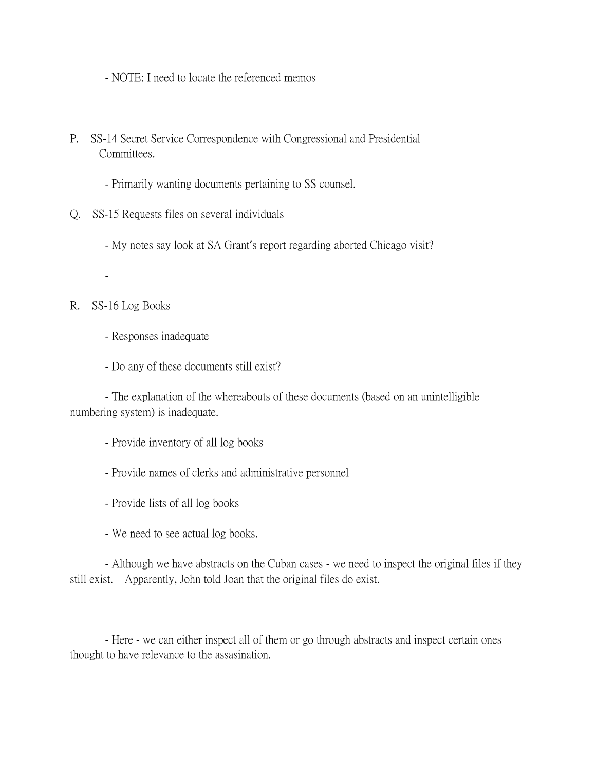- NOTE: I need to locate the referenced memos

P. SS-14 Secret Service Correspondence with Congressional and Presidential Committees.

- Primarily wanting documents pertaining to SS counsel.

Q. SS-15 Requests files on several individuals

- My notes say look at SA Grant's report regarding aborted Chicago visit?

-

R. SS-16 Log Books

- Responses inadequate

- Do any of these documents still exist?

- The explanation of the whereabouts of these documents (based on an unintelligible numbering system) is inadequate.

- Provide inventory of all log books

- Provide names of clerks and administrative personnel

- Provide lists of all log books

- We need to see actual log books.

- Although we have abstracts on the Cuban cases - we need to inspect the original files if they still exist. Apparently, John told Joan that the original files do exist.

- Here - we can either inspect all of them or go through abstracts and inspect certain ones thought to have relevance to the assasination.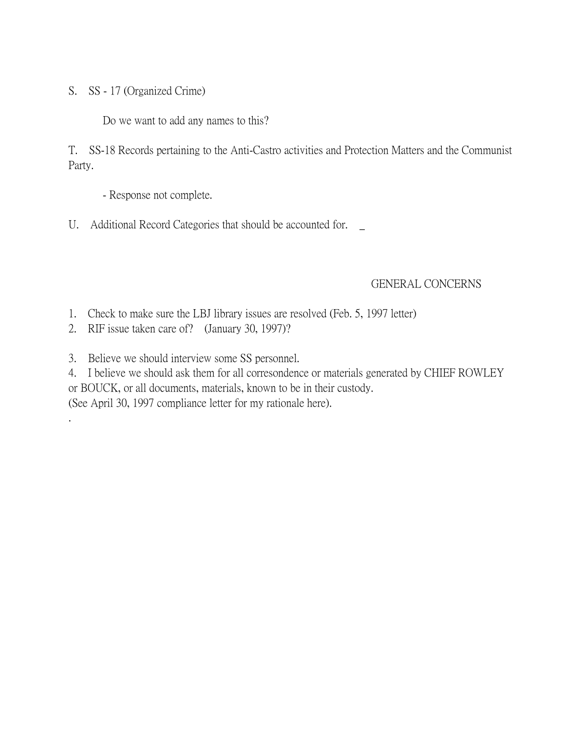S. SS - 17 (Organized Crime)

Do we want to add any names to this?

T. SS-18 Records pertaining to the Anti-Castro activities and Protection Matters and the Communist Party.

- Response not complete.

U. Additional Record Categories that should be accounted for. _

GENERAL CONCERNS

1. Check to make sure the LBJ library issues are resolved (Feb. 5, 1997 letter)
2. RIF issue taken care of? (January 30, 1997)?
3. Believe we should interview some SS personnel.
4. I believe we should ask them for all corresondence or materials generated by CHIEF ROWLEY or BOUCK, or all documents, materials, known to be in their custody. (See April 30, 1997 compliance letter for my rationale here).

.